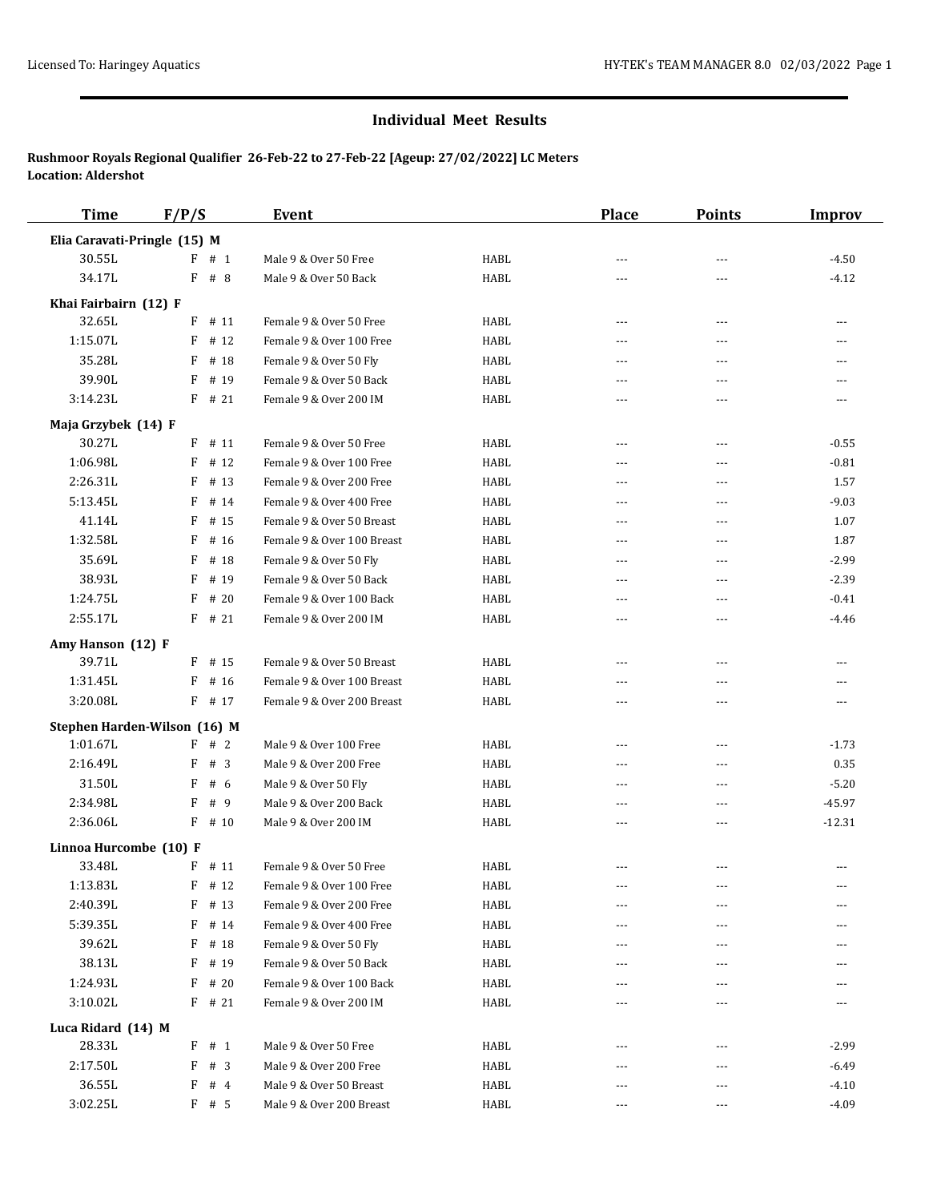## Individual Meet Results

**Rushmoor Royals Regional Qualifier 26-Feb-22 to 27-Feb-22 [Ageup: 27/02/2022] LC Meters**
**Location: Aldershot**

| Time | F/P/S | Event | | Place | Points | Improv |
|---|---|---|---|---|---|---|
| **Elia Caravati-Pringle (15) M** | | | | | | |
| 30.55L | F # 1 | Male 9 & Over 50 Free | HABL | --- | --- | -4.50 |
| 34.17L | F # 8 | Male 9 & Over 50 Back | HABL | --- | --- | -4.12 |
| **Khai Fairbairn (12) F** | | | | | | |
| 32.65L | F # 11 | Female 9 & Over 50 Free | HABL | --- | --- | --- |
| 1:15.07L | F # 12 | Female 9 & Over 100 Free | HABL | --- | --- | --- |
| 35.28L | F # 18 | Female 9 & Over 50 Fly | HABL | --- | --- | --- |
| 39.90L | F # 19 | Female 9 & Over 50 Back | HABL | --- | --- | --- |
| 3:14.23L | F # 21 | Female 9 & Over 200 IM | HABL | --- | --- | --- |
| **Maja Grzybek (14) F** | | | | | | |
| 30.27L | F # 11 | Female 9 & Over 50 Free | HABL | --- | --- | -0.55 |
| 1:06.98L | F # 12 | Female 9 & Over 100 Free | HABL | --- | --- | -0.81 |
| 2:26.31L | F # 13 | Female 9 & Over 200 Free | HABL | --- | --- | 1.57 |
| 5:13.45L | F # 14 | Female 9 & Over 400 Free | HABL | --- | --- | -9.03 |
| 41.14L | F # 15 | Female 9 & Over 50 Breast | HABL | --- | --- | 1.07 |
| 1:32.58L | F # 16 | Female 9 & Over 100 Breast | HABL | --- | --- | 1.87 |
| 35.69L | F # 18 | Female 9 & Over 50 Fly | HABL | --- | --- | -2.99 |
| 38.93L | F # 19 | Female 9 & Over 50 Back | HABL | --- | --- | -2.39 |
| 1:24.75L | F # 20 | Female 9 & Over 100 Back | HABL | --- | --- | -0.41 |
| 2:55.17L | F # 21 | Female 9 & Over 200 IM | HABL | --- | --- | -4.46 |
| **Amy Hanson (12) F** | | | | | | |
| 39.71L | F # 15 | Female 9 & Over 50 Breast | HABL | --- | --- | --- |
| 1:31.45L | F # 16 | Female 9 & Over 100 Breast | HABL | --- | --- | --- |
| 3:20.08L | F # 17 | Female 9 & Over 200 Breast | HABL | --- | --- | --- |
| **Stephen Harden-Wilson (16) M** | | | | | | |
| 1:01.67L | F # 2 | Male 9 & Over 100 Free | HABL | --- | --- | -1.73 |
| 2:16.49L | F # 3 | Male 9 & Over 200 Free | HABL | --- | --- | 0.35 |
| 31.50L | F # 6 | Male 9 & Over 50 Fly | HABL | --- | --- | -5.20 |
| 2:34.98L | F # 9 | Male 9 & Over 200 Back | HABL | --- | --- | -45.97 |
| 2:36.06L | F # 10 | Male 9 & Over 200 IM | HABL | --- | --- | -12.31 |
| **Linnoa Hurcombe (10) F** | | | | | | |
| 33.48L | F # 11 | Female 9 & Over 50 Free | HABL | --- | --- | --- |
| 1:13.83L | F # 12 | Female 9 & Over 100 Free | HABL | --- | --- | --- |
| 2:40.39L | F # 13 | Female 9 & Over 200 Free | HABL | --- | --- | --- |
| 5:39.35L | F # 14 | Female 9 & Over 400 Free | HABL | --- | --- | --- |
| 39.62L | F # 18 | Female 9 & Over 50 Fly | HABL | --- | --- | --- |
| 38.13L | F # 19 | Female 9 & Over 50 Back | HABL | --- | --- | --- |
| 1:24.93L | F # 20 | Female 9 & Over 100 Back | HABL | --- | --- | --- |
| 3:10.02L | F # 21 | Female 9 & Over 200 IM | HABL | --- | --- | --- |
| **Luca Ridard (14) M** | | | | | | |
| 28.33L | F # 1 | Male 9 & Over 50 Free | HABL | --- | --- | -2.99 |
| 2:17.50L | F # 3 | Male 9 & Over 200 Free | HABL | --- | --- | -6.49 |
| 36.55L | F # 4 | Male 9 & Over 50 Breast | HABL | --- | --- | -4.10 |
| 3:02.25L | F # 5 | Male 9 & Over 200 Breast | HABL | --- | --- | -4.09 |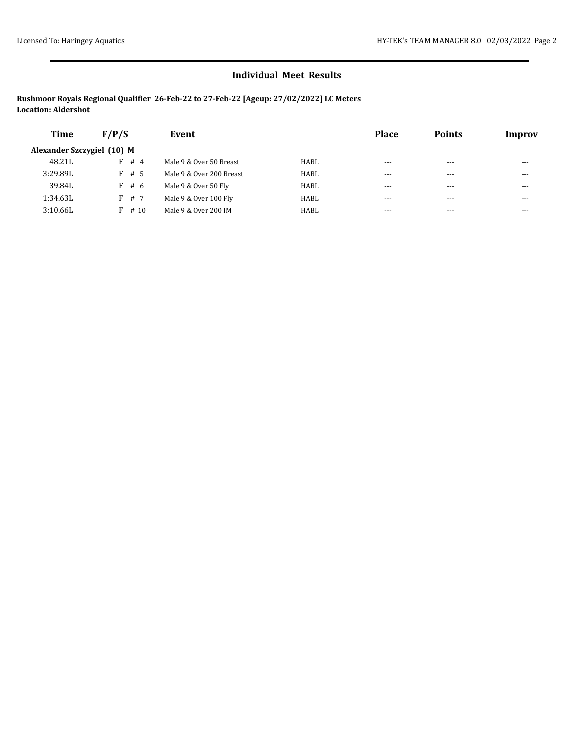## Individual Meet Results

**Rushmoor Royals Regional Qualifier 26-Feb-22 to 27-Feb-22 [Ageup: 27/02/2022] LC Meters**
**Location: Aldershot**

| Time | F/P/S | Event | | Place | Points | Improv |
|---|---|---|---|---|---|---|
| **Alexander Szczygiel (10) M** | | | | | | |
| 48.21L | F # 4 | Male 9 & Over 50 Breast | HABL | --- | --- | --- |
| 3:29.89L | F # 5 | Male 9 & Over 200 Breast | HABL | --- | --- | --- |
| 39.84L | F # 6 | Male 9 & Over 50 Fly | HABL | --- | --- | --- |
| 1:34.63L | F # 7 | Male 9 & Over 100 Fly | HABL | --- | --- | --- |
| 3:10.66L | F # 10 | Male 9 & Over 200 IM | HABL | --- | --- | --- |